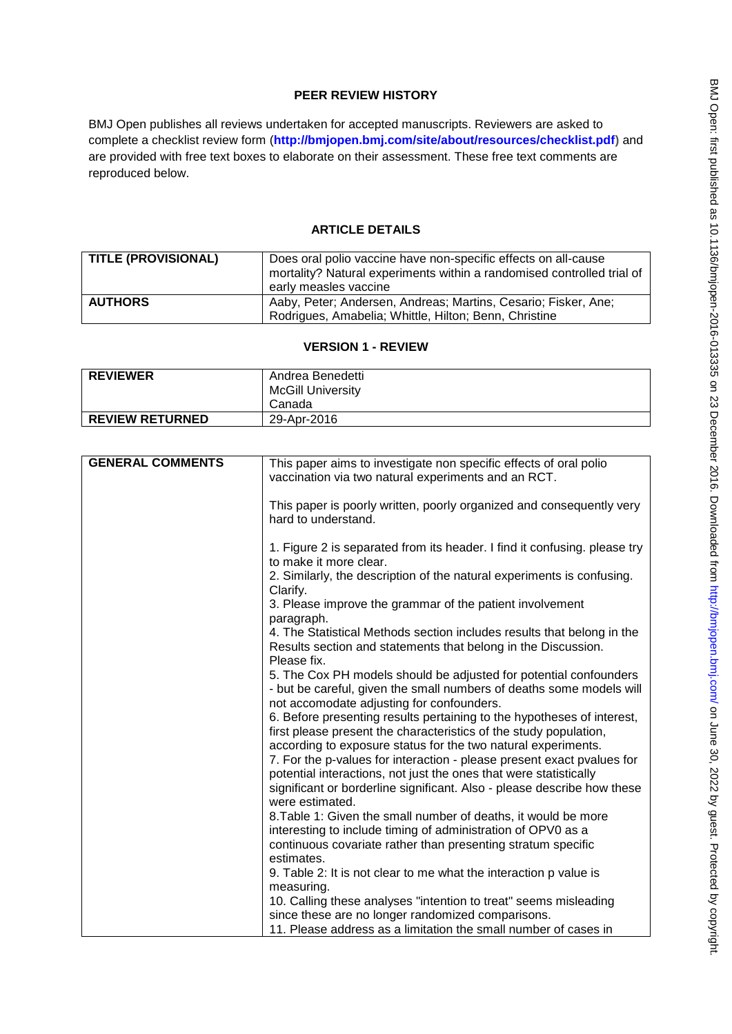**PEER REVIEW HISTORY**

BMJ Open publishes all reviews undertaken for accepted manuscripts. Reviewers are asked to complete a checklist review form (**http://bmjopen.bmj.com/site/about/resources/checklist.pdf**) and are provided with free text boxes to elaborate on their assessment. These free text comments are reproduced below.

**ARTICLE DETAILS**

| | |
|---|---|
| **TITLE (PROVISIONAL)** | Does oral polio vaccine have non-specific effects on all-cause mortality? Natural experiments within a randomised controlled trial of early measles vaccine |
| **AUTHORS** | Aaby, Peter; Andersen, Andreas; Martins, Cesario; Fisker, Ane; Rodrigues, Amabelia; Whittle, Hilton; Benn, Christine |

**VERSION 1 - REVIEW**

| | |
|---|---|
| **REVIEWER** | Andrea Benedetti<br>McGill University<br>Canada |
| **REVIEW RETURNED** | 29-Apr-2016 |

| | |
|---|---|
| **GENERAL COMMENTS** | This paper aims to investigate non specific effects of oral polio vaccination via two natural experiments and an RCT.<br><br>This paper is poorly written, poorly organized and consequently very hard to understand.<br><br>1. Figure 2 is separated from its header. I find it confusing. please try to make it more clear.<br>2. Similarly, the description of the natural experiments is confusing. Clarify.<br>3. Please improve the grammar of the patient involvement paragraph.<br>4. The Statistical Methods section includes results that belong in the Results section and statements that belong in the Discussion. Please fix.<br>5. The Cox PH models should be adjusted for potential confounders - but be careful, given the small numbers of deaths some models will not accomodate adjusting for confounders.<br>6. Before presenting results pertaining to the hypotheses of interest, first please present the characteristics of the study population, according to exposure status for the two natural experiments.<br>7. For the p-values for interaction - please present exact pvalues for potential interactions, not just the ones that were statistically significant or borderline significant. Also - please describe how these were estimated.<br>8.Table 1: Given the small number of deaths, it would be more interesting to include timing of administration of OPV0 as a continuous covariate rather than presenting stratum specific estimates.<br>9. Table 2: It is not clear to me what the interaction p value is measuring.<br>10. Calling these analyses "intention to treat" seems misleading since these are no longer randomized comparisons.<br>11. Please address as a limitation the small number of cases in |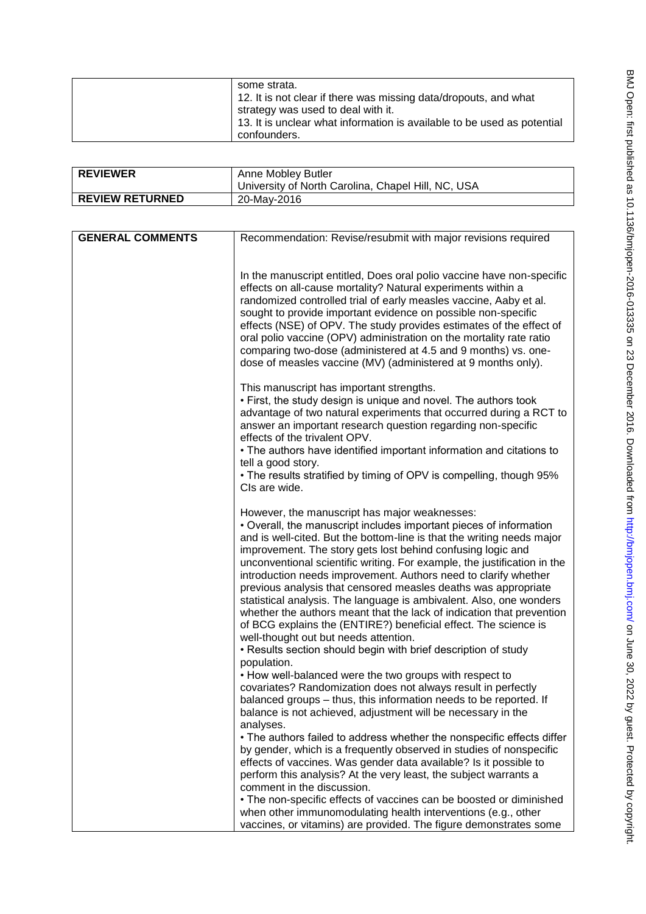| | some strata.<br>12. It is not clear if there was missing data/dropouts, and what strategy was used to deal with it.<br>13. It is unclear what information is available to be used as potential confounders. |
|---|---|

| **REVIEWER** | Anne Mobley Butler<br>University of North Carolina, Chapel Hill, NC, USA |
|---|---|
| **REVIEW RETURNED** | 20-May-2016 |

| **GENERAL COMMENTS** | Recommendation: Revise/resubmit with major revisions required<br><br>In the manuscript entitled, Does oral polio vaccine have non-specific effects on all-cause mortality? Natural experiments within a randomized controlled trial of early measles vaccine, Aaby et al. sought to provide important evidence on possible non-specific effects (NSE) of OPV. The study provides estimates of the effect of oral polio vaccine (OPV) administration on the mortality rate ratio comparing two-dose (administered at 4.5 and 9 months) vs. one-dose of measles vaccine (MV) (administered at 9 months only).<br><br>This manuscript has important strengths.<br>• First, the study design is unique and novel. The authors took advantage of two natural experiments that occurred during a RCT to answer an important research question regarding non-specific effects of the trivalent OPV.<br>• The authors have identified important information and citations to tell a good story.<br>• The results stratified by timing of OPV is compelling, though 95% CIs are wide.<br><br>However, the manuscript has major weaknesses:<br>• Overall, the manuscript includes important pieces of information and is well-cited. But the bottom-line is that the writing needs major improvement. The story gets lost behind confusing logic and unconventional scientific writing. For example, the justification in the introduction needs improvement. Authors need to clarify whether previous analysis that censored measles deaths was appropriate statistical analysis. The language is ambivalent. Also, one wonders whether the authors meant that the lack of indication that prevention of BCG explains the (ENTIRE?) beneficial effect. The science is well-thought out but needs attention.<br>• Results section should begin with brief description of study population.<br>• How well-balanced were the two groups with respect to covariates? Randomization does not always result in perfectly balanced groups – thus, this information needs to be reported. If balance is not achieved, adjustment will be necessary in the analyses.<br>• The authors failed to address whether the nonspecific effects differ by gender, which is a frequently observed in studies of nonspecific effects of vaccines. Was gender data available? Is it possible to perform this analysis? At the very least, the subject warrants a comment in the discussion.<br>• The non-specific effects of vaccines can be boosted or diminished when other immunomodulating health interventions (e.g., other vaccines, or vitamins) are provided. The figure demonstrates some |
|---|---|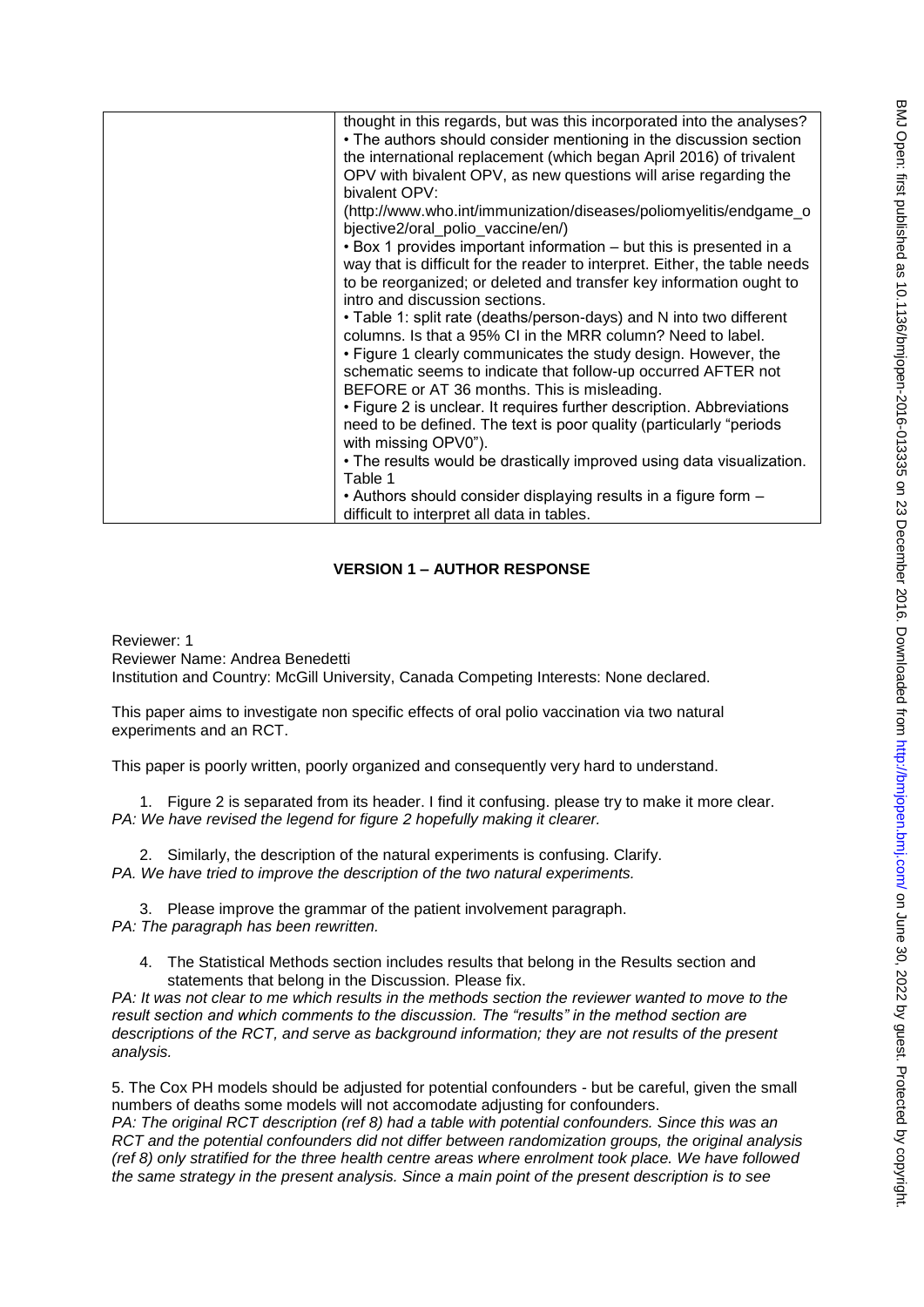| | thought in this regards, but was this incorporated into the analyses?<br>• The authors should consider mentioning in the discussion section the international replacement (which began April 2016) of trivalent OPV with bivalent OPV, as new questions will arise regarding the bivalent OPV: (http://www.who.int/immunization/diseases/poliomyelitis/endgame_objective2/oral_polio_vaccine/en/)<br>• Box 1 provides important information – but this is presented in a way that is difficult for the reader to interpret. Either, the table needs to be reorganized; or deleted and transfer key information ought to intro and discussion sections.<br>• Table 1: split rate (deaths/person-days) and N into two different columns. Is that a 95% CI in the MRR column? Need to label.<br>• Figure 1 clearly communicates the study design. However, the schematic seems to indicate that follow-up occurred AFTER not BEFORE or AT 36 months. This is misleading.<br>• Figure 2 is unclear. It requires further description. Abbreviations need to be defined. The text is poor quality (particularly "periods with missing OPV0").<br>• The results would be drastically improved using data visualization. Table 1<br>• Authors should consider displaying results in a figure form – difficult to interpret all data in tables. |
|---|---|

## VERSION 1 – AUTHOR RESPONSE

Reviewer: 1
Reviewer Name: Andrea Benedetti
Institution and Country: McGill University, Canada Competing Interests: None declared.

This paper aims to investigate non specific effects of oral polio vaccination via two natural experiments and an RCT.

This paper is poorly written, poorly organized and consequently very hard to understand.

1. Figure 2 is separated from its header. I find it confusing. please try to make it more clear.

*PA: We have revised the legend for figure 2 hopefully making it clearer.*

2. Similarly, the description of the natural experiments is confusing. Clarify.

*PA. We have tried to improve the description of the two natural experiments.*

3. Please improve the grammar of the patient involvement paragraph.

*PA: The paragraph has been rewritten.*

4. The Statistical Methods section includes results that belong in the Results section and statements that belong in the Discussion. Please fix.

*PA: It was not clear to me which results in the methods section the reviewer wanted to move to the result section and which comments to the discussion. The "results" in the method section are descriptions of the RCT, and serve as background information; they are not results of the present analysis.*

5. The Cox PH models should be adjusted for potential confounders - but be careful, given the small numbers of deaths some models will not accomodate adjusting for confounders.

*PA: The original RCT description (ref 8) had a table with potential confounders. Since this was an RCT and the potential confounders did not differ between randomization groups, the original analysis (ref 8) only stratified for the three health centre areas where enrolment took place. We have followed the same strategy in the present analysis. Since a main point of the present description is to see*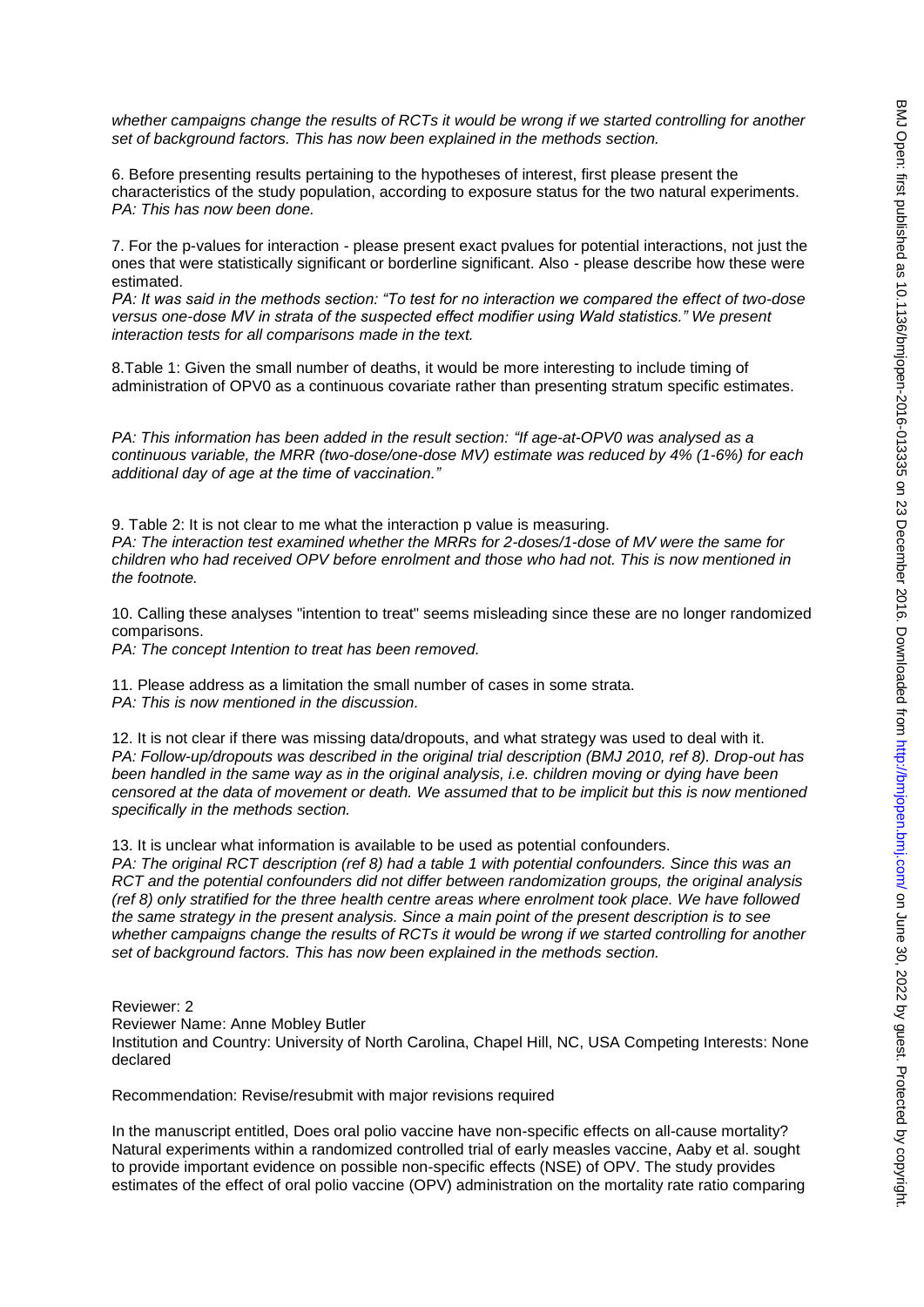*whether campaigns change the results of RCTs it would be wrong if we started controlling for another set of background factors. This has now been explained in the methods section.*

6. Before presenting results pertaining to the hypotheses of interest, first please present the characteristics of the study population, according to exposure status for the two natural experiments.
*PA: This has now been done.*

7. For the p-values for interaction - please present exact pvalues for potential interactions, not just the ones that were statistically significant or borderline significant. Also - please describe how these were estimated.
*PA: It was said in the methods section: "To test for no interaction we compared the effect of two-dose versus one-dose MV in strata of the suspected effect modifier using Wald statistics." We present interaction tests for all comparisons made in the text.*

8.Table 1: Given the small number of deaths, it would be more interesting to include timing of administration of OPV0 as a continuous covariate rather than presenting stratum specific estimates.

*PA: This information has been added in the result section: "If age-at-OPV0 was analysed as a continuous variable, the MRR (two-dose/one-dose MV) estimate was reduced by 4% (1-6%) for each additional day of age at the time of vaccination."*

9. Table 2: It is not clear to me what the interaction p value is measuring.
*PA: The interaction test examined whether the MRRs for 2-doses/1-dose of MV were the same for children who had received OPV before enrolment and those who had not. This is now mentioned in the footnote.*

10. Calling these analyses "intention to treat" seems misleading since these are no longer randomized comparisons.
*PA: The concept Intention to treat has been removed.*

11. Please address as a limitation the small number of cases in some strata.
*PA: This is now mentioned in the discussion.*

12. It is not clear if there was missing data/dropouts, and what strategy was used to deal with it.
*PA: Follow-up/dropouts was described in the original trial description (BMJ 2010, ref 8). Drop-out has been handled in the same way as in the original analysis, i.e. children moving or dying have been censored at the data of movement or death. We assumed that to be implicit but this is now mentioned specifically in the methods section.*

13. It is unclear what information is available to be used as potential confounders.
*PA: The original RCT description (ref 8) had a table 1 with potential confounders. Since this was an RCT and the potential confounders did not differ between randomization groups, the original analysis (ref 8) only stratified for the three health centre areas where enrolment took place. We have followed the same strategy in the present analysis. Since a main point of the present description is to see whether campaigns change the results of RCTs it would be wrong if we started controlling for another set of background factors. This has now been explained in the methods section.*

Reviewer: 2
Reviewer Name: Anne Mobley Butler
Institution and Country: University of North Carolina, Chapel Hill, NC, USA Competing Interests: None declared

Recommendation: Revise/resubmit with major revisions required

In the manuscript entitled, Does oral polio vaccine have non-specific effects on all-cause mortality? Natural experiments within a randomized controlled trial of early measles vaccine, Aaby et al. sought to provide important evidence on possible non-specific effects (NSE) of OPV. The study provides estimates of the effect of oral polio vaccine (OPV) administration on the mortality rate ratio comparing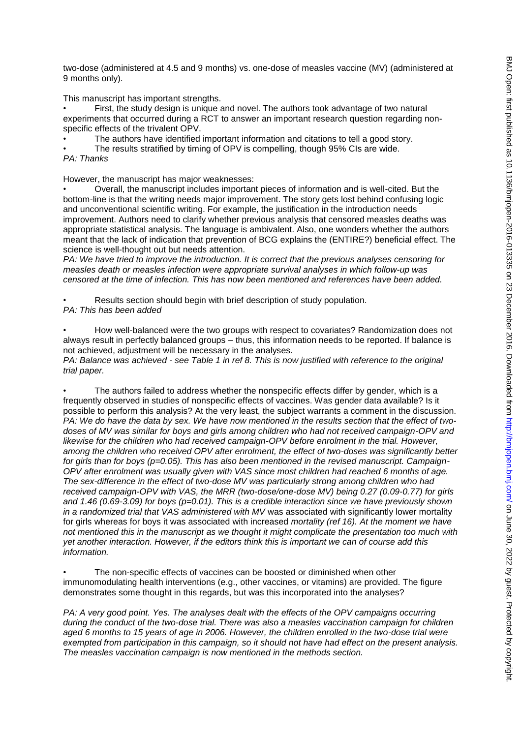two-dose (administered at 4.5 and 9 months) vs. one-dose of measles vaccine (MV) (administered at 9 months only).

This manuscript has important strengths.

- First, the study design is unique and novel. The authors took advantage of two natural experiments that occurred during a RCT to answer an important research question regarding non-specific effects of the trivalent OPV.
- The authors have identified important information and citations to tell a good story.
- The results stratified by timing of OPV is compelling, though 95% CIs are wide.

*PA: Thanks*

However, the manuscript has major weaknesses:

- Overall, the manuscript includes important pieces of information and is well-cited. But the bottom-line is that the writing needs major improvement. The story gets lost behind confusing logic and unconventional scientific writing. For example, the justification in the introduction needs improvement. Authors need to clarify whether previous analysis that censored measles deaths was appropriate statistical analysis. The language is ambivalent. Also, one wonders whether the authors meant that the lack of indication that prevention of BCG explains the (ENTIRE?) beneficial effect. The science is well-thought out but needs attention.

*PA: We have tried to improve the introduction. It is correct that the previous analyses censoring for measles death or measles infection were appropriate survival analyses in which follow-up was censored at the time of infection. This has now been mentioned and references have been added.*

- Results section should begin with brief description of study population.

*PA: This has been added*

- How well-balanced were the two groups with respect to covariates? Randomization does not always result in perfectly balanced groups – thus, this information needs to be reported. If balance is not achieved, adjustment will be necessary in the analyses.

*PA: Balance was achieved - see Table 1 in ref 8. This is now justified with reference to the original trial paper.*

- The authors failed to address whether the nonspecific effects differ by gender, which is a frequently observed in studies of nonspecific effects of vaccines. Was gender data available? Is it possible to perform this analysis? At the very least, the subject warrants a comment in the discussion.

*PA: We do have the data by sex. We have now mentioned in the results section that the effect of two-doses of MV was similar for boys and girls among children who had not received campaign-OPV and likewise for the children who had received campaign-OPV before enrolment in the trial. However, among the children who received OPV after enrolment, the effect of two-doses was significantly better for girls than for boys (p=0.05). This has also been mentioned in the revised manuscript. Campaign-OPV after enrolment was usually given with VAS since most children had reached 6 months of age. The sex-difference in the effect of two-dose MV was particularly strong among children who had received campaign-OPV with VAS, the MRR (two-dose/one-dose MV) being 0.27 (0.09-0.77) for girls and 1.46 (0.69-3.09) for boys (p=0.01). This is a credible interaction since we have previously shown in a randomized trial that VAS administered with MV* was associated with significantly lower mortality for girls whereas for boys it was associated with increased *mortality (ref 16). At the moment we have not mentioned this in the manuscript as we thought it might complicate the presentation too much with yet another interaction. However, if the editors think this is important we can of course add this information.*

- The non-specific effects of vaccines can be boosted or diminished when other immunomodulating health interventions (e.g., other vaccines, or vitamins) are provided. The figure demonstrates some thought in this regards, but was this incorporated into the analyses?

*PA: A very good point. Yes. The analyses dealt with the effects of the OPV campaigns occurring during the conduct of the two-dose trial. There was also a measles vaccination campaign for children aged 6 months to 15 years of age in 2006. However, the children enrolled in the two-dose trial were exempted from participation in this campaign, so it should not have had effect on the present analysis. The measles vaccination campaign is now mentioned in the methods section.*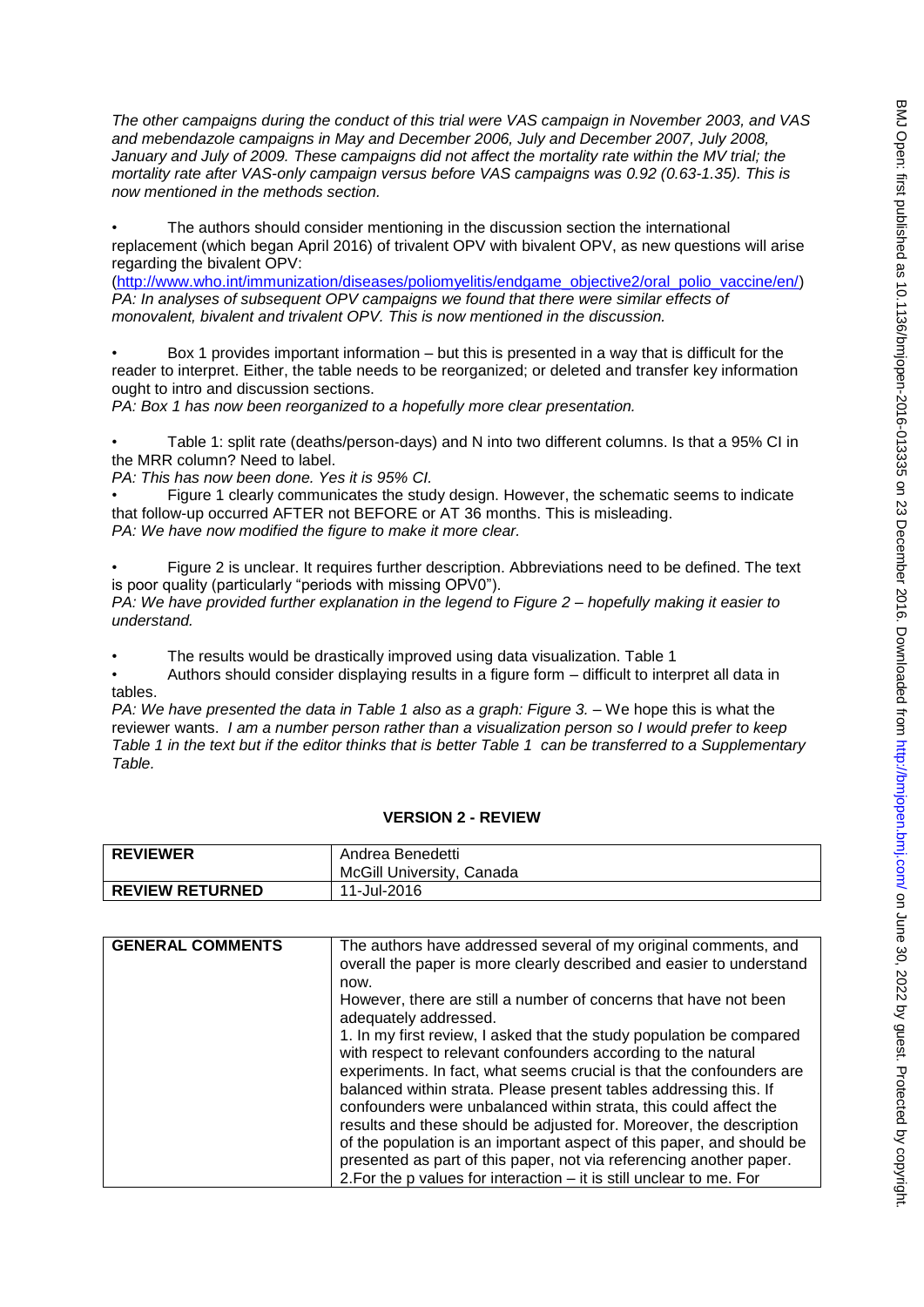*The other campaigns during the conduct of this trial were VAS campaign in November 2003, and VAS and mebendazole campaigns in May and December 2006, July and December 2007, July 2008, January and July of 2009. These campaigns did not affect the mortality rate within the MV trial; the mortality rate after VAS-only campaign versus before VAS campaigns was 0.92 (0.63-1.35). This is now mentioned in the methods section.*

- The authors should consider mentioning in the discussion section the international replacement (which began April 2016) of trivalent OPV with bivalent OPV, as new questions will arise regarding the bivalent OPV: (http://www.who.int/immunization/diseases/poliomyelitis/endgame_objective2/oral_polio_vaccine/en/)

*PA: In analyses of subsequent OPV campaigns we found that there were similar effects of monovalent, bivalent and trivalent OPV. This is now mentioned in the discussion.*

- Box 1 provides important information – but this is presented in a way that is difficult for the reader to interpret. Either, the table needs to be reorganized; or deleted and transfer key information ought to intro and discussion sections.

*PA: Box 1 has now been reorganized to a hopefully more clear presentation.*

- Table 1: split rate (deaths/person-days) and N into two different columns. Is that a 95% CI in the MRR column? Need to label.

*PA: This has now been done. Yes it is 95% CI.*

- Figure 1 clearly communicates the study design. However, the schematic seems to indicate that follow-up occurred AFTER not BEFORE or AT 36 months. This is misleading.

*PA: We have now modified the figure to make it more clear.*

- Figure 2 is unclear. It requires further description. Abbreviations need to be defined. The text is poor quality (particularly "periods with missing OPV0").

*PA: We have provided further explanation in the legend to Figure 2 – hopefully making it easier to understand.*

- The results would be drastically improved using data visualization. Table 1
- Authors should consider displaying results in a figure form – difficult to interpret all data in tables.

*PA: We have presented the data in Table 1 also as a graph: Figure 3.* – We hope this is what the reviewer wants. *I am a number person rather than a visualization person so I would prefer to keep Table 1 in the text but if the editor thinks that is better Table 1 can be transferred to a Supplementary Table.*

## VERSION 2 - REVIEW

| **REVIEWER** | Andrea Benedetti<br>McGill University, Canada |
|---|---|
| **REVIEW RETURNED** | 11-Jul-2016 |

| **GENERAL COMMENTS** | The authors have addressed several of my original comments, and overall the paper is more clearly described and easier to understand now.<br>However, there are still a number of concerns that have not been adequately addressed.<br>1. In my first review, I asked that the study population be compared with respect to relevant confounders according to the natural experiments. In fact, what seems crucial is that the confounders are balanced within strata. Please present tables addressing this. If confounders were unbalanced within strata, this could affect the results and these should be adjusted for. Moreover, the description of the population is an important aspect of this paper, and should be presented as part of this paper, not via referencing another paper.<br>2.For the p values for interaction – it is still unclear to me. For |
|---|---|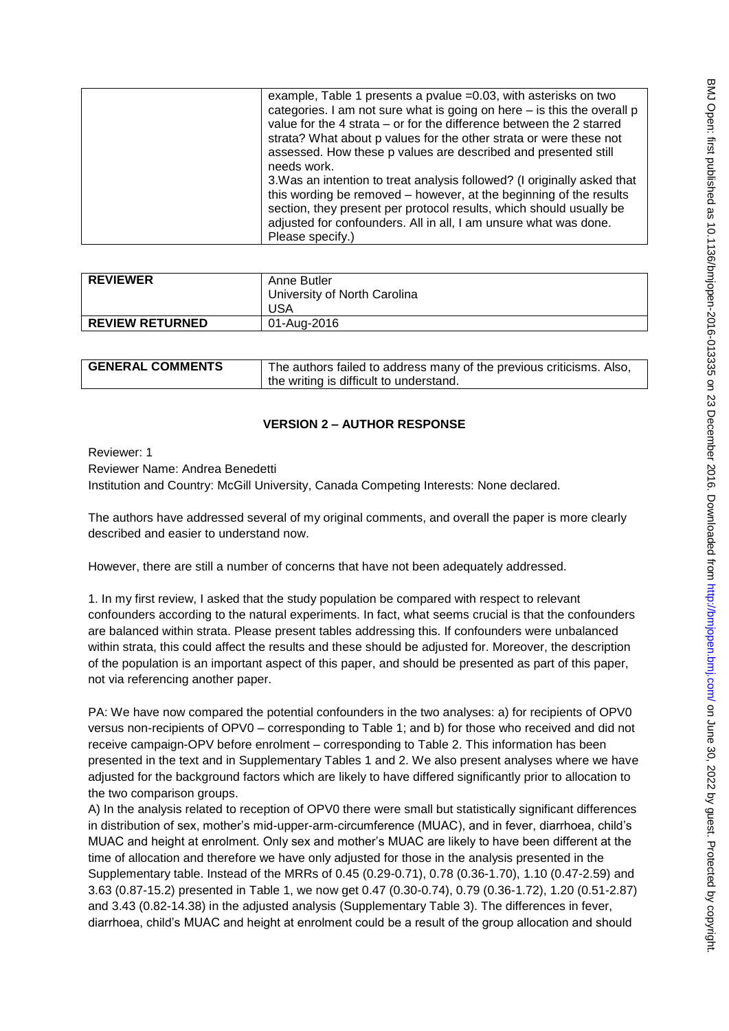| | example, Table 1 presents a pvalue =0.03, with asterisks on two categories. I am not sure what is going on here – is this the overall p value for the 4 strata – or for the difference between the 2 starred strata? What about p values for the other strata or were these not assessed. How these p values are described and presented still needs work.<br>3.Was an intention to treat analysis followed? (I originally asked that this wording be removed – however, at the beginning of the results section, they present per protocol results, which should usually be adjusted for confounders. All in all, I am unsure what was done. Please specify.) |
|---|---|

| **REVIEWER** | Anne Butler<br>University of North Carolina<br>USA |
|---|---|
| **REVIEW RETURNED** | 01-Aug-2016 |

| **GENERAL COMMENTS** | The authors failed to address many of the previous criticisms. Also, the writing is difficult to understand. |
|---|---|

## VERSION 2 – AUTHOR RESPONSE

Reviewer: 1

Reviewer Name: Andrea Benedetti

Institution and Country: McGill University, Canada Competing Interests: None declared.

The authors have addressed several of my original comments, and overall the paper is more clearly described and easier to understand now.

However, there are still a number of concerns that have not been adequately addressed.

1. In my first review, I asked that the study population be compared with respect to relevant confounders according to the natural experiments. In fact, what seems crucial is that the confounders are balanced within strata. Please present tables addressing this. If confounders were unbalanced within strata, this could affect the results and these should be adjusted for. Moreover, the description of the population is an important aspect of this paper, and should be presented as part of this paper, not via referencing another paper.

PA: We have now compared the potential confounders in the two analyses: a) for recipients of OPV0 versus non-recipients of OPV0 – corresponding to Table 1; and b) for those who received and did not receive campaign-OPV before enrolment – corresponding to Table 2. This information has been presented in the text and in Supplementary Tables 1 and 2. We also present analyses where we have adjusted for the background factors which are likely to have differed significantly prior to allocation to the two comparison groups.

A) In the analysis related to reception of OPV0 there were small but statistically significant differences in distribution of sex, mother's mid-upper-arm-circumference (MUAC), and in fever, diarrhoea, child's MUAC and height at enrolment. Only sex and mother's MUAC are likely to have been different at the time of allocation and therefore we have only adjusted for those in the analysis presented in the Supplementary table. Instead of the MRRs of 0.45 (0.29-0.71), 0.78 (0.36-1.70), 1.10 (0.47-2.59) and 3.63 (0.87-15.2) presented in Table 1, we now get 0.47 (0.30-0.74), 0.79 (0.36-1.72), 1.20 (0.51-2.87) and 3.43 (0.82-14.38) in the adjusted analysis (Supplementary Table 3). The differences in fever, diarrhoea, child's MUAC and height at enrolment could be a result of the group allocation and should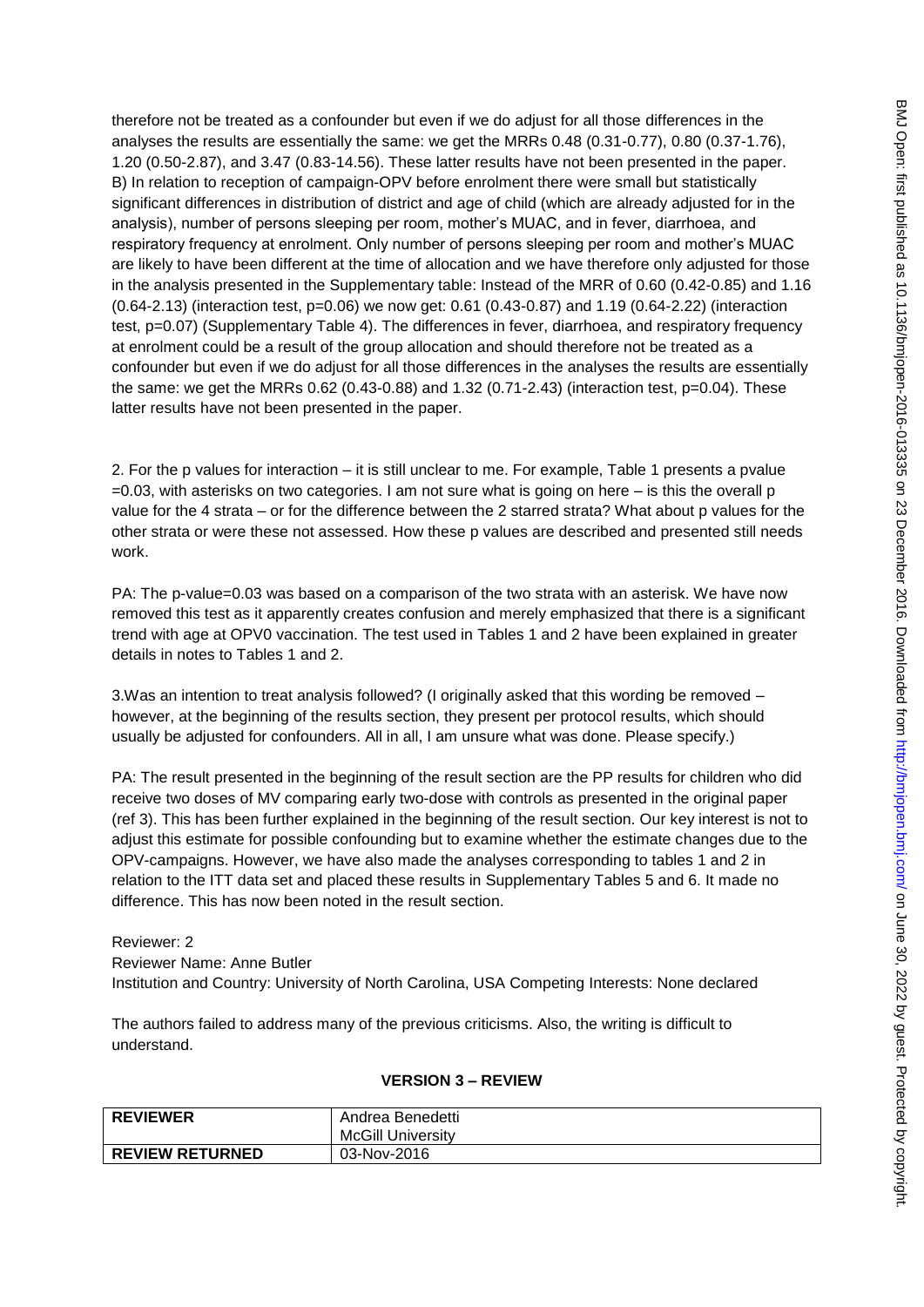therefore not be treated as a confounder but even if we do adjust for all those differences in the analyses the results are essentially the same: we get the MRRs 0.48 (0.31-0.77), 0.80 (0.37-1.76), 1.20 (0.50-2.87), and 3.47 (0.83-14.56). These latter results have not been presented in the paper. B) In relation to reception of campaign-OPV before enrolment there were small but statistically significant differences in distribution of district and age of child (which are already adjusted for in the analysis), number of persons sleeping per room, mother's MUAC, and in fever, diarrhoea, and respiratory frequency at enrolment. Only number of persons sleeping per room and mother's MUAC are likely to have been different at the time of allocation and we have therefore only adjusted for those in the analysis presented in the Supplementary table: Instead of the MRR of 0.60 (0.42-0.85) and 1.16 (0.64-2.13) (interaction test, p=0.06) we now get: 0.61 (0.43-0.87) and 1.19 (0.64-2.22) (interaction test, p=0.07) (Supplementary Table 4). The differences in fever, diarrhoea, and respiratory frequency at enrolment could be a result of the group allocation and should therefore not be treated as a confounder but even if we do adjust for all those differences in the analyses the results are essentially the same: we get the MRRs 0.62 (0.43-0.88) and 1.32 (0.71-2.43) (interaction test, p=0.04). These latter results have not been presented in the paper.

2. For the p values for interaction – it is still unclear to me. For example, Table 1 presents a pvalue =0.03, with asterisks on two categories. I am not sure what is going on here – is this the overall p value for the 4 strata – or for the difference between the 2 starred strata? What about p values for the other strata or were these not assessed. How these p values are described and presented still needs work.

PA: The p-value=0.03 was based on a comparison of the two strata with an asterisk. We have now removed this test as it apparently creates confusion and merely emphasized that there is a significant trend with age at OPV0 vaccination. The test used in Tables 1 and 2 have been explained in greater details in notes to Tables 1 and 2.

3.Was an intention to treat analysis followed? (I originally asked that this wording be removed – however, at the beginning of the results section, they present per protocol results, which should usually be adjusted for confounders. All in all, I am unsure what was done. Please specify.)

PA: The result presented in the beginning of the result section are the PP results for children who did receive two doses of MV comparing early two-dose with controls as presented in the original paper (ref 3). This has been further explained in the beginning of the result section. Our key interest is not to adjust this estimate for possible confounding but to examine whether the estimate changes due to the OPV-campaigns. However, we have also made the analyses corresponding to tables 1 and 2 in relation to the ITT data set and placed these results in Supplementary Tables 5 and 6. It made no difference. This has now been noted in the result section.

Reviewer: 2
Reviewer Name: Anne Butler
Institution and Country: University of North Carolina, USA Competing Interests: None declared

The authors failed to address many of the previous criticisms. Also, the writing is difficult to understand.

**VERSION 3 – REVIEW**

| **REVIEWER** | Andrea Benedetti<br>McGill University |
|---|---|
| **REVIEW RETURNED** | 03-Nov-2016 |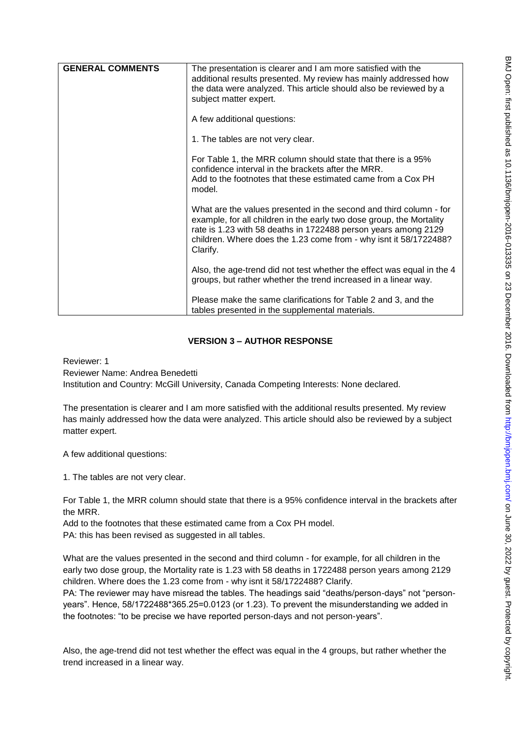| GENERAL COMMENTS | The presentation is clearer and I am more satisfied with the additional results presented. My review has mainly addressed how the data were analyzed. This article should also be reviewed by a subject matter expert.<br><br>A few additional questions:<br><br>1. The tables are not very clear.<br><br>For Table 1, the MRR column should state that there is a 95% confidence interval in the brackets after the MRR.<br>Add to the footnotes that these estimated came from a Cox PH model.<br><br>What are the values presented in the second and third column - for example, for all children in the early two dose group, the Mortality rate is 1.23 with 58 deaths in 1722488 person years among 2129 children. Where does the 1.23 come from - why isnt it 58/1722488? Clarify.<br><br>Also, the age-trend did not test whether the effect was equal in the 4 groups, but rather whether the trend increased in a linear way.<br><br>Please make the same clarifications for Table 2 and 3, and the tables presented in the supplemental materials. |
|---|---|

## VERSION 3 – AUTHOR RESPONSE

Reviewer: 1
Reviewer Name: Andrea Benedetti
Institution and Country: McGill University, Canada Competing Interests: None declared.

The presentation is clearer and I am more satisfied with the additional results presented. My review has mainly addressed how the data were analyzed. This article should also be reviewed by a subject matter expert.

A few additional questions:

1. The tables are not very clear.

For Table 1, the MRR column should state that there is a 95% confidence interval in the brackets after the MRR.
Add to the footnotes that these estimated came from a Cox PH model.
PA: this has been revised as suggested in all tables.

What are the values presented in the second and third column - for example, for all children in the early two dose group, the Mortality rate is 1.23 with 58 deaths in 1722488 person years among 2129 children. Where does the 1.23 come from - why isnt it 58/1722488? Clarify.
PA: The reviewer may have misread the tables. The headings said "deaths/person-days" not "person-years". Hence, 58/1722488*365.25=0.0123 (or 1.23). To prevent the misunderstanding we added in the footnotes: "to be precise we have reported person-days and not person-years".

Also, the age-trend did not test whether the effect was equal in the 4 groups, but rather whether the trend increased in a linear way.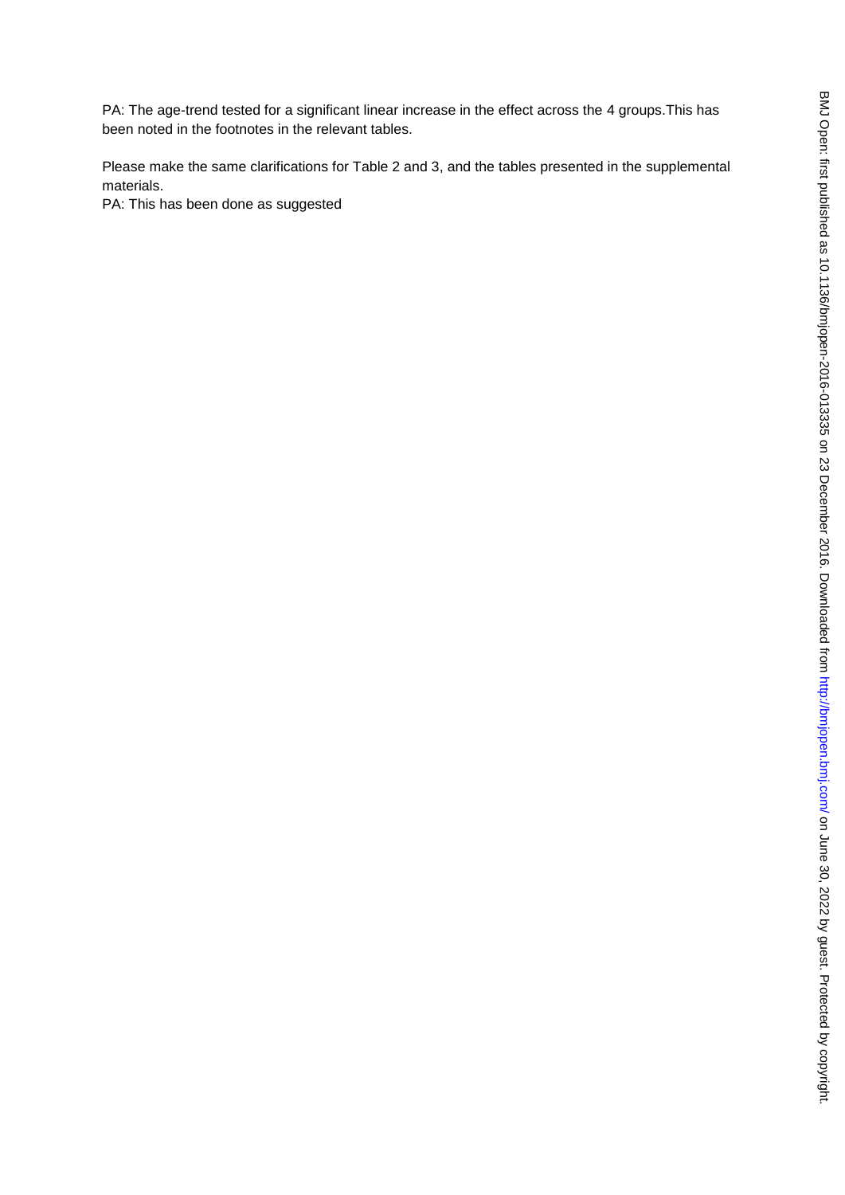PA: The age-trend tested for a significant linear increase in the effect across the 4 groups.This has been noted in the footnotes in the relevant tables.

Please make the same clarifications for Table 2 and 3, and the tables presented in the supplemental materials.

PA: This has been done as suggested